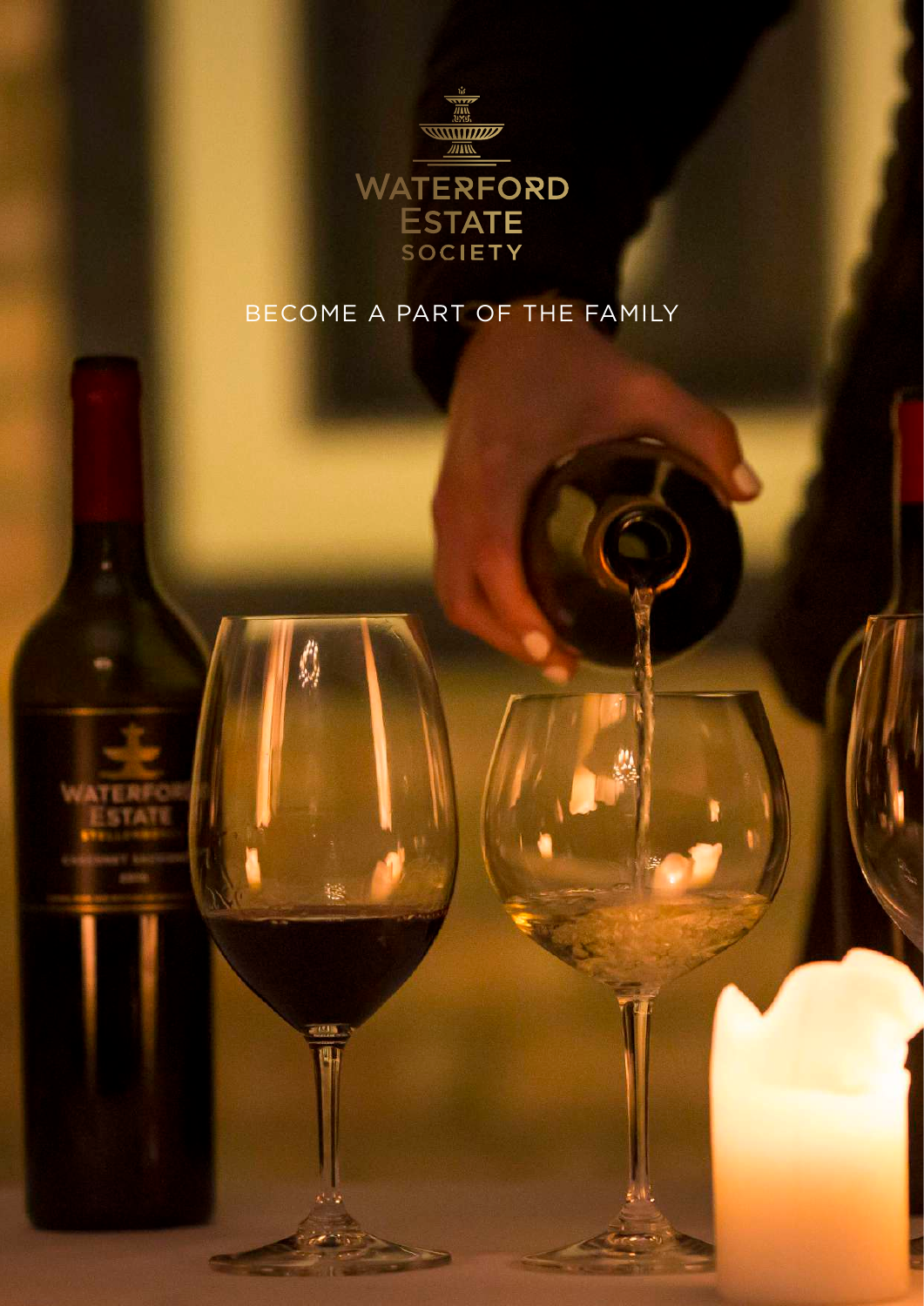# WATERFORD ESTATE SOCIETY

## BECOME A PART OF THE FAMILY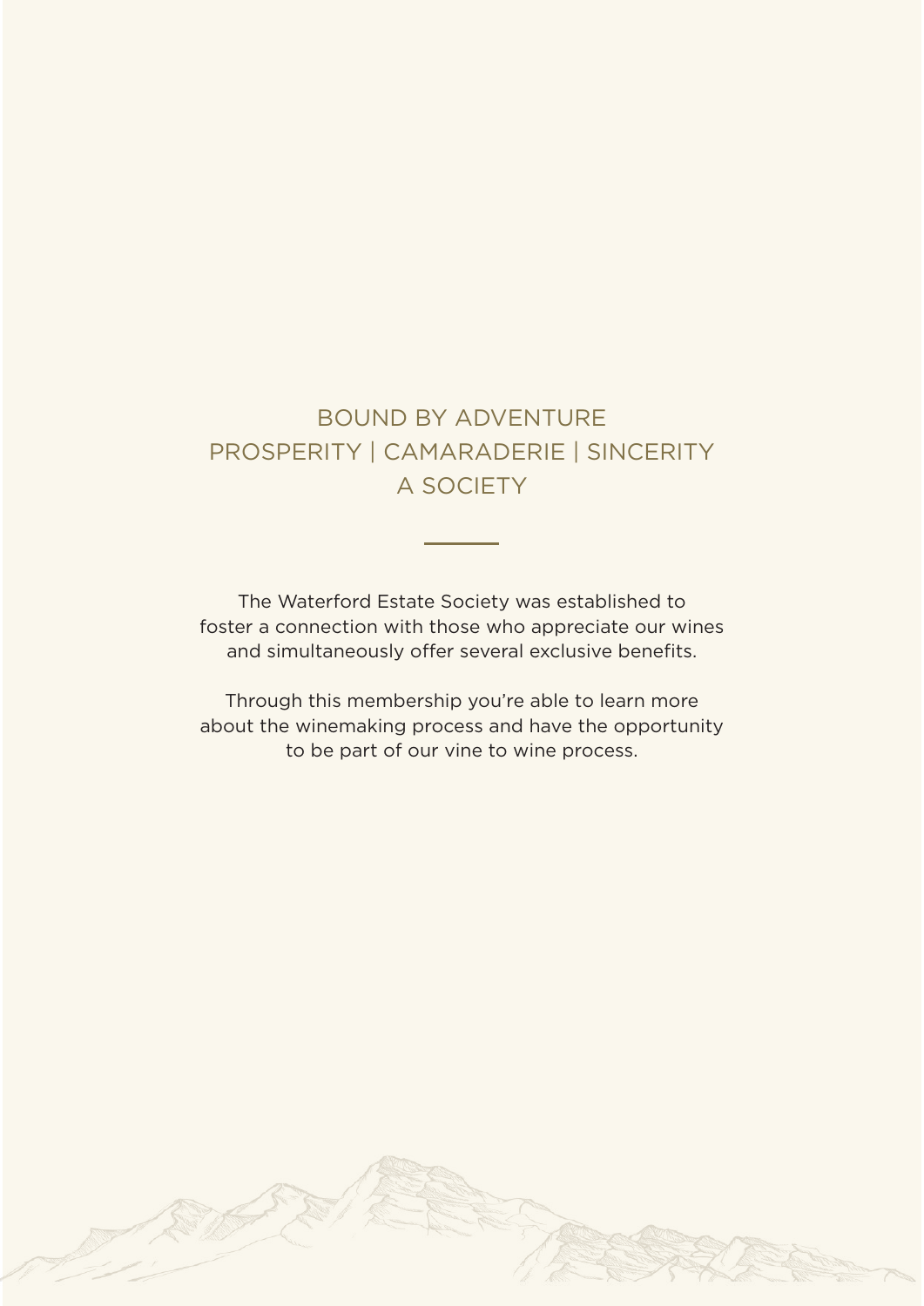## BOUND BY ADVENTURE
## PROSPERITY | CAMARADERIE | SINCERITY
## A SOCIETY

---

The Waterford Estate Society was established to foster a connection with those who appreciate our wines and simultaneously offer several exclusive benefits.

Through this membership you're able to learn more about the winemaking process and have the opportunity to be part of our vine to wine process.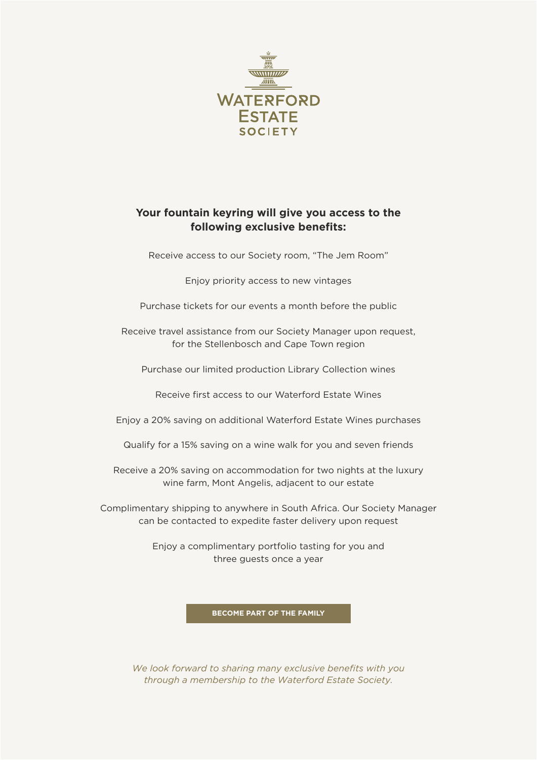WATERFORD ESTATE SOCIETY

**Your fountain keyring will give you access to the following exclusive benefits:**

Receive access to our Society room, “The Jem Room”

Enjoy priority access to new vintages

Purchase tickets for our events a month before the public

Receive travel assistance from our Society Manager upon request, for the Stellenbosch and Cape Town region

Purchase our limited production Library Collection wines

Receive first access to our Waterford Estate Wines

Enjoy a 20% saving on additional Waterford Estate Wines purchases

Qualify for a 15% saving on a wine walk for you and seven friends

Receive a 20% saving on accommodation for two nights at the luxury wine farm, Mont Angelis, adjacent to our estate

Complimentary shipping to anywhere in South Africa. Our Society Manager can be contacted to expedite faster delivery upon request

Enjoy a complimentary portfolio tasting for you and three guests once a year

**BECOME PART OF THE FAMILY**

*We look forward to sharing many exclusive benefits with you through a membership to the Waterford Estate Society.*